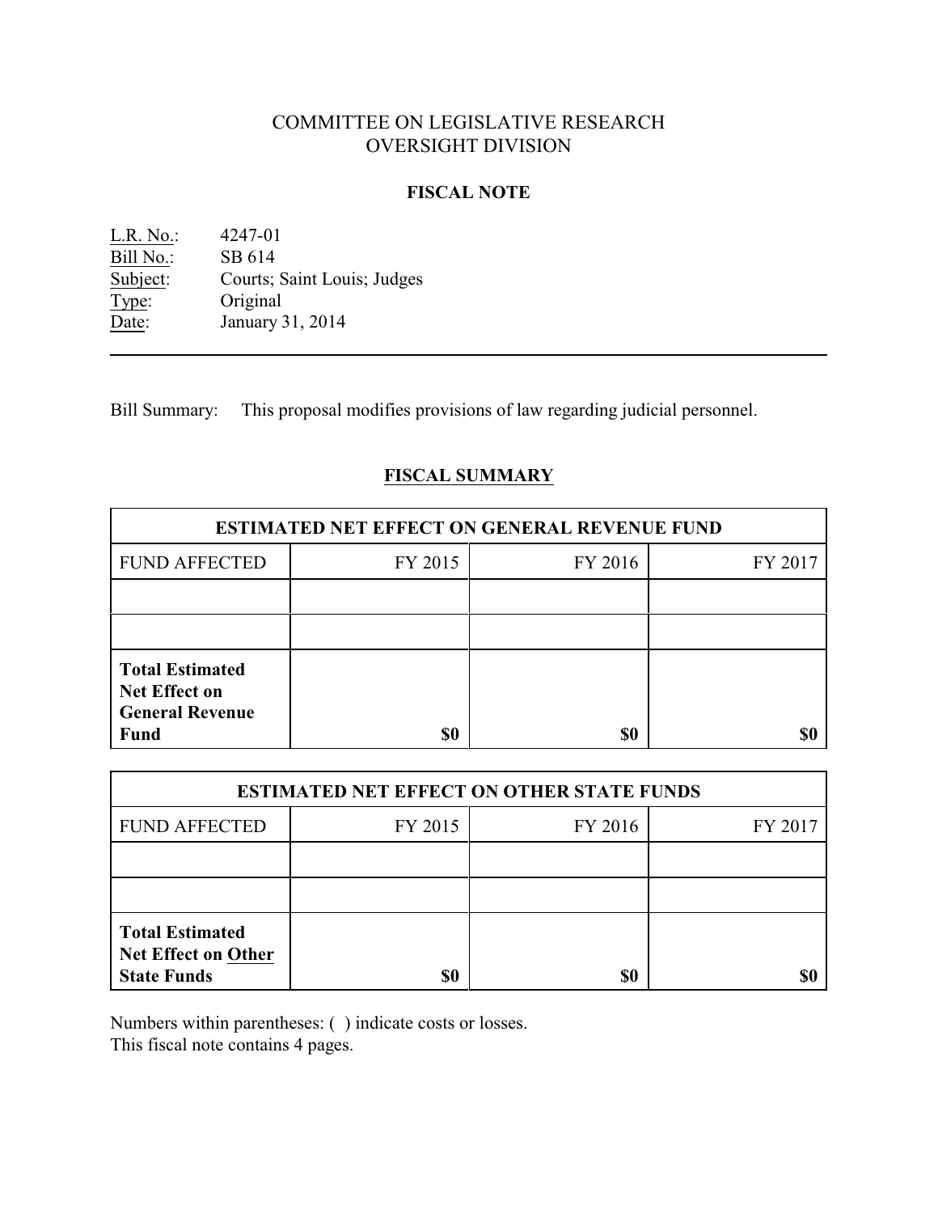# COMMITTEE ON LEGISLATIVE RESEARCH
## OVERSIGHT DIVISION

### FISCAL NOTE

L.R. No.: 4247-01
Bill No.: SB 614
Subject: Courts; Saint Louis; Judges
Type: Original
Date: January 31, 2014

---

Bill Summary: This proposal modifies provisions of law regarding judicial personnel.

### FISCAL SUMMARY

| ESTIMATED NET EFFECT ON GENERAL REVENUE FUND | | | |
|---|---|---|---|
| FUND AFFECTED | FY 2015 | FY 2016 | FY 2017 |
| | | | |
| | | | |
| **Total Estimated Net Effect on General Revenue Fund** | **$0** | **$0** | **$0** |

| ESTIMATED NET EFFECT ON OTHER STATE FUNDS | | | |
|---|---|---|---|
| FUND AFFECTED | FY 2015 | FY 2016 | FY 2017 |
| | | | |
| | | | |
| **Total Estimated Net Effect on Other State Funds** | **$0** | **$0** | **$0** |

Numbers within parentheses: ( ) indicate costs or losses.
This fiscal note contains 4 pages.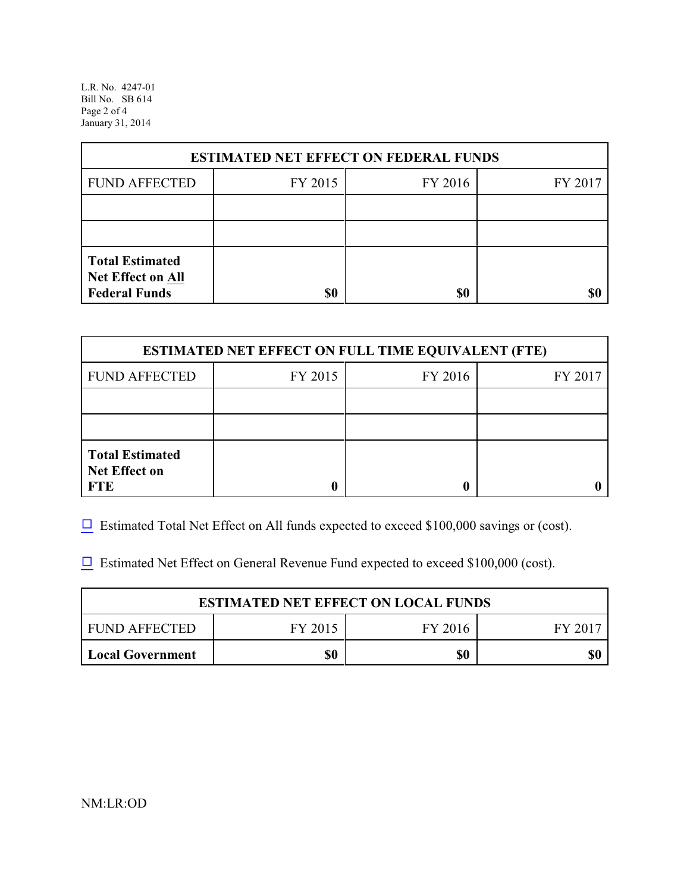| ESTIMATED NET EFFECT ON FEDERAL FUNDS | | | |
|---|---|---|---|
| FUND AFFECTED | FY 2015 | FY 2016 | FY 2017 |
| | | | |
| | | | |
| **Total Estimated Net Effect on All Federal Funds** | **$0** | **$0** | **$0** |

| ESTIMATED NET EFFECT ON FULL TIME EQUIVALENT (FTE) | | | |
|---|---|---|---|
| FUND AFFECTED | FY 2015 | FY 2016 | FY 2017 |
| | | | |
| | | | |
| **Total Estimated Net Effect on FTE** | **0** | **0** | **0** |

☐ Estimated Total Net Effect on All funds expected to exceed $100,000 savings or (cost).

☐ Estimated Net Effect on General Revenue Fund expected to exceed $100,000 (cost).

| ESTIMATED NET EFFECT ON LOCAL FUNDS | | | |
|---|---|---|---|
| FUND AFFECTED | FY 2015 | FY 2016 | FY 2017 |
| **Local Government** | **$0** | **$0** | **$0** |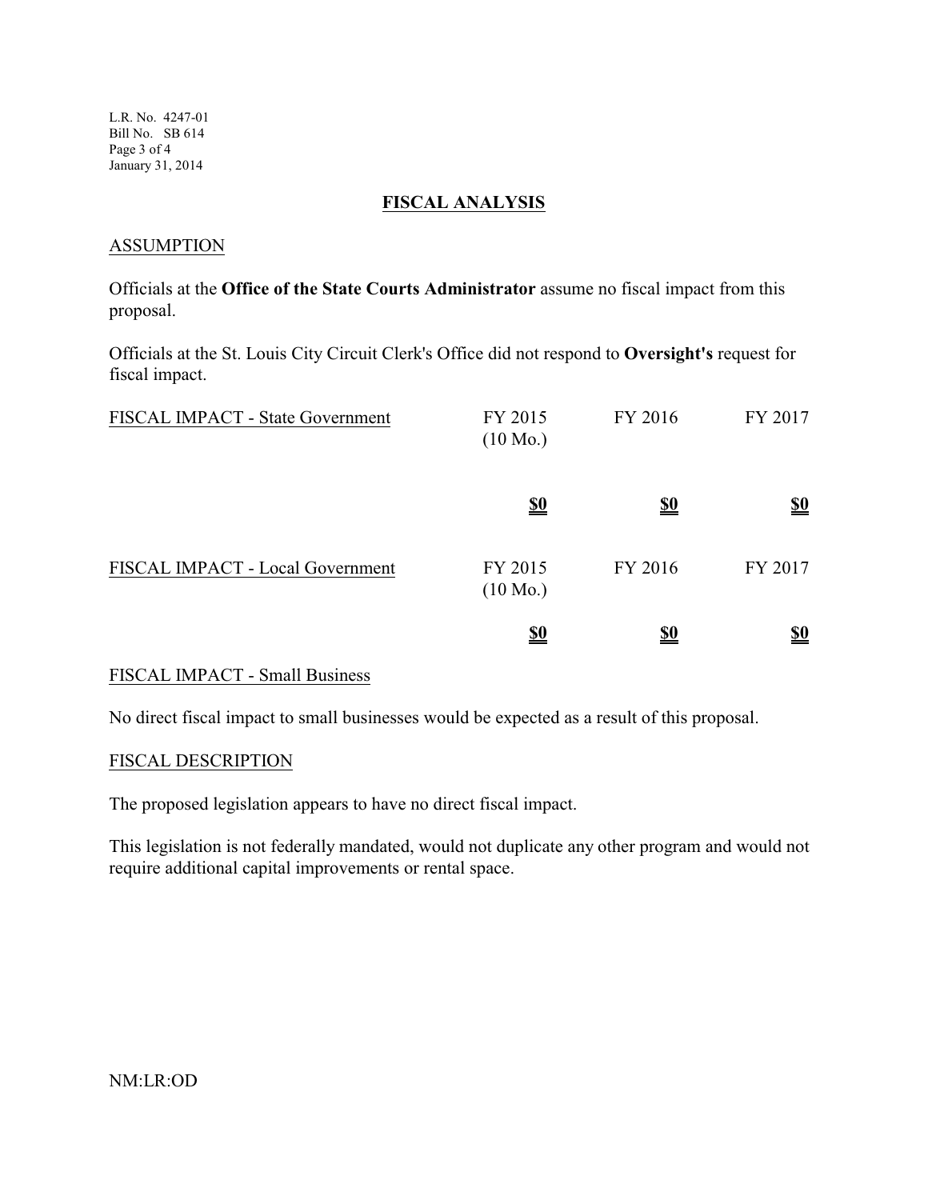## FISCAL ANALYSIS

### ASSUMPTION

Officials at the **Office of the State Courts Administrator** assume no fiscal impact from this proposal.

Officials at the St. Louis City Circuit Clerk's Office did not respond to **Oversight's** request for fiscal impact.

| FISCAL IMPACT - State Government | FY 2015 (10 Mo.) | FY 2016 | FY 2017 |
|---|---|---|---|
| | **$0** | **$0** | **$0** |

| FISCAL IMPACT - Local Government | FY 2015 (10 Mo.) | FY 2016 | FY 2017 |
|---|---|---|---|
| | **$0** | **$0** | **$0** |

### FISCAL IMPACT - Small Business

No direct fiscal impact to small businesses would be expected as a result of this proposal.

### FISCAL DESCRIPTION

The proposed legislation appears to have no direct fiscal impact.

This legislation is not federally mandated, would not duplicate any other program and would not require additional capital improvements or rental space.

NM:LR:OD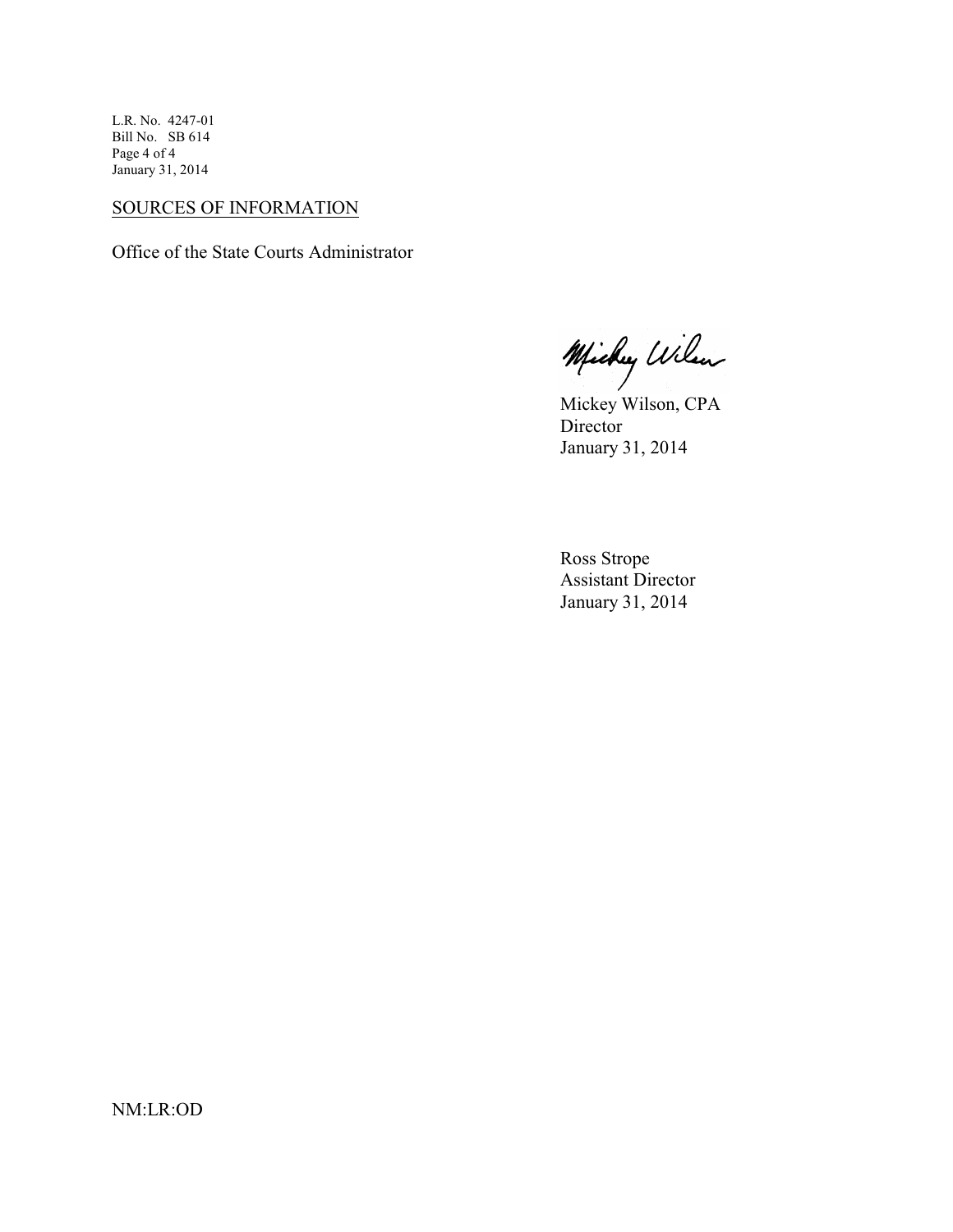## SOURCES OF INFORMATION

Office of the State Courts Administrator

Mickey Wilson, CPA
Director
January 31, 2014

Ross Strope
Assistant Director
January 31, 2014

NM:LR:OD